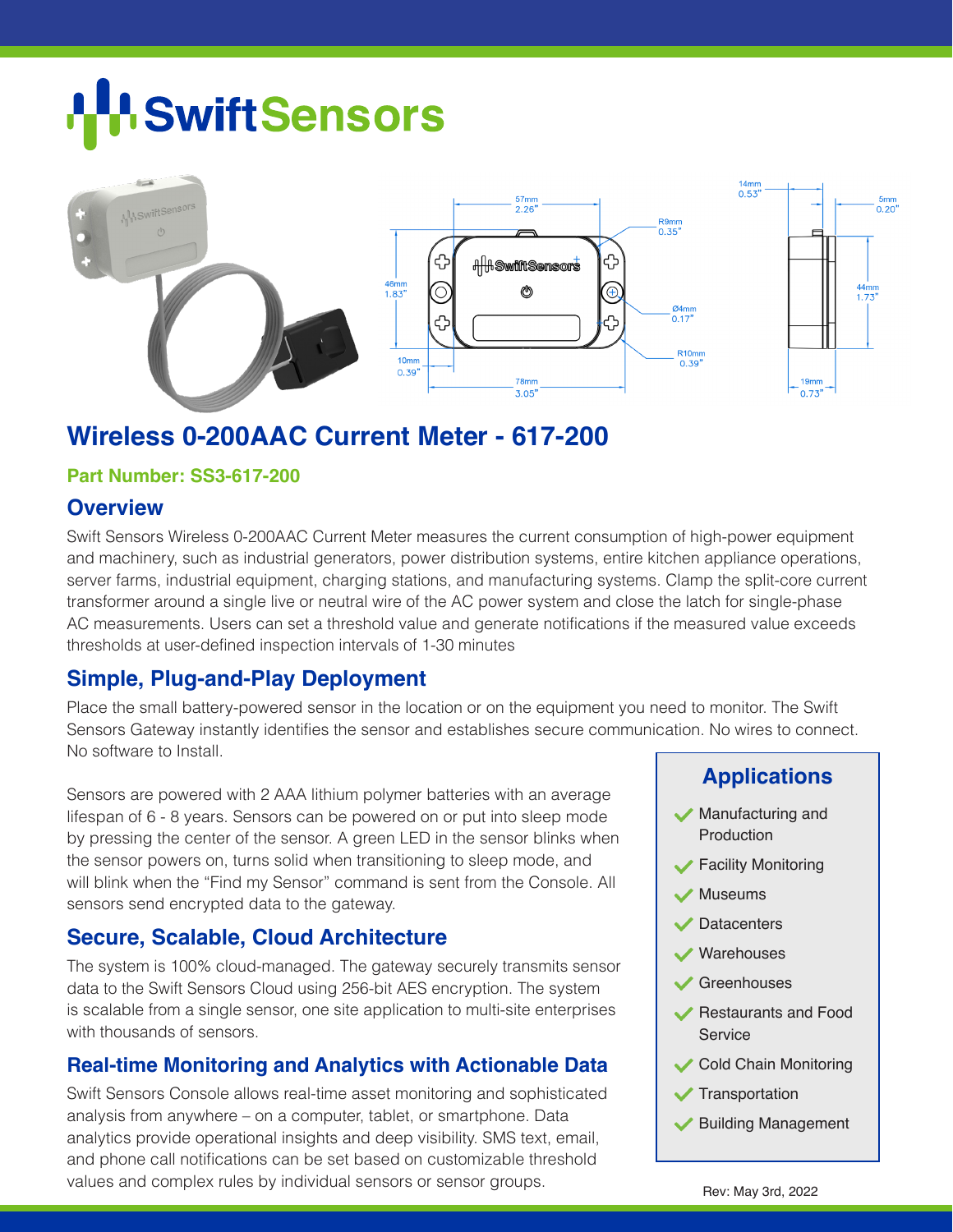# Swift Sensors

## Wireless 0-200AAC Current Meter - 617-200

**Part Number: SS3-617-200**

### Overview

Swift Sensors Wireless 0-200AAC Current Meter measures the current consumption of high-power equipment and machinery, such as industrial generators, power distribution systems, entire kitchen appliance operations, server farms, industrial equipment, charging stations, and manufacturing systems. Clamp the split-core current transformer around a single live or neutral wire of the AC power system and close the latch for single-phase AC measurements. Users can set a threshold value and generate notifications if the measured value exceeds thresholds at user-defined inspection intervals of 1-30 minutes

### Simple, Plug-and-Play Deployment

Place the small battery-powered sensor in the location or on the equipment you need to monitor. The Swift Sensors Gateway instantly identifies the sensor and establishes secure communication. No wires to connect. No software to Install.

Sensors are powered with 2 AAA lithium polymer batteries with an average lifespan of 6 - 8 years. Sensors can be powered on or put into sleep mode by pressing the center of the sensor. A green LED in the sensor blinks when the sensor powers on, turns solid when transitioning to sleep mode, and will blink when the "Find my Sensor" command is sent from the Console. All sensors send encrypted data to the gateway.

### Secure, Scalable, Cloud Architecture

The system is 100% cloud-managed. The gateway securely transmits sensor data to the Swift Sensors Cloud using 256-bit AES encryption. The system is scalable from a single sensor, one site application to multi-site enterprises with thousands of sensors.

### Real-time Monitoring and Analytics with Actionable Data

Swift Sensors Console allows real-time asset monitoring and sophisticated analysis from anywhere – on a computer, tablet, or smartphone. Data analytics provide operational insights and deep visibility. SMS text, email, and phone call notifications can be set based on customizable threshold values and complex rules by individual sensors or sensor groups.

### Applications

- Manufacturing and Production
- Facility Monitoring
- Museums
- Datacenters
- Warehouses
- Greenhouses
- Restaurants and Food Service
- Cold Chain Monitoring
- Transportation
- Building Management

Rev: May 3rd, 2022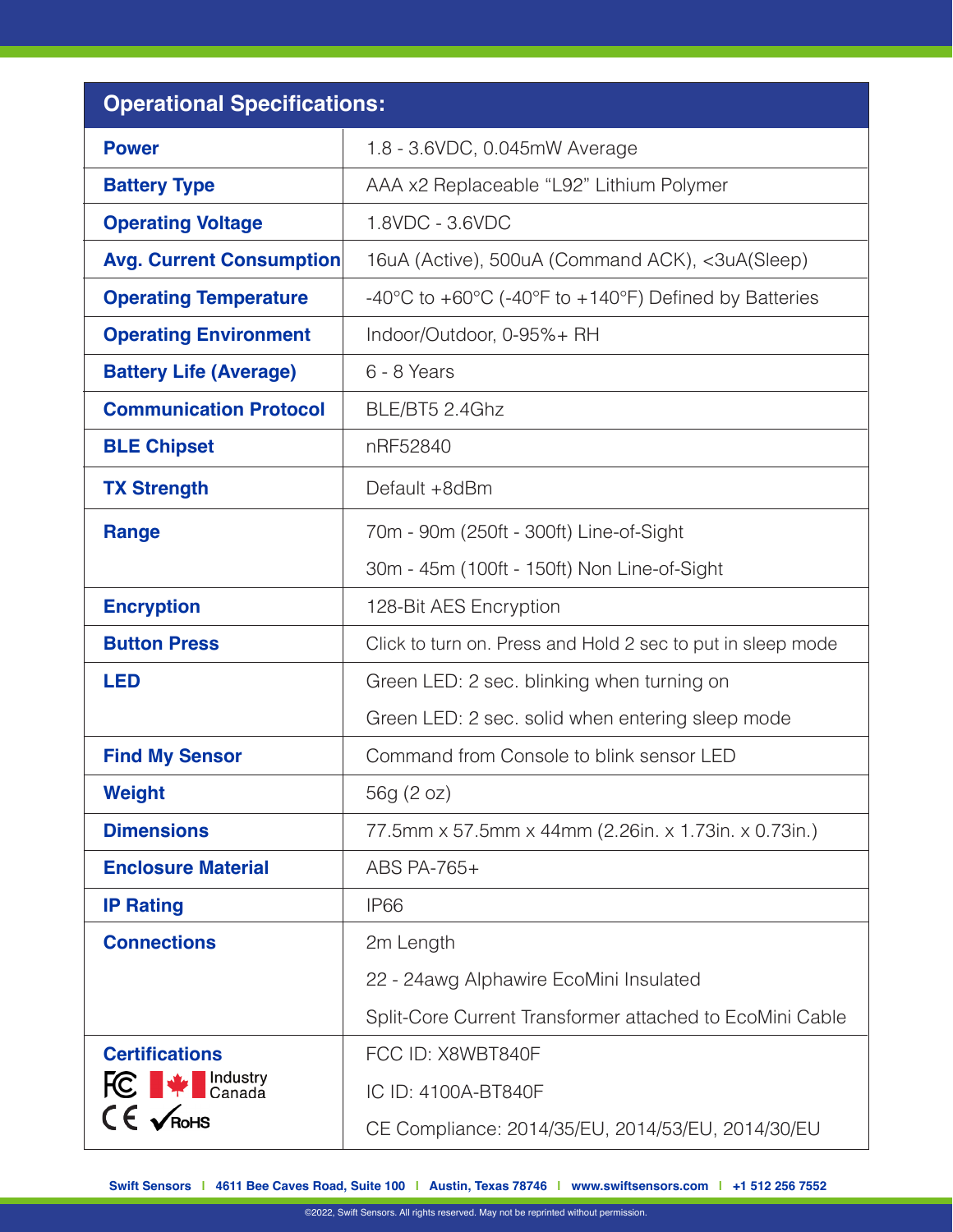| Operational Specifications: | |
|---|---|
| **Power** | 1.8 - 3.6VDC, 0.045mW Average |
| **Battery Type** | AAA x2 Replaceable “L92” Lithium Polymer |
| **Operating Voltage** | 1.8VDC - 3.6VDC |
| **Avg. Current Consumption** | 16uA (Active), 500uA (Command ACK), <3uA(Sleep) |
| **Operating Temperature** | -40°C to +60°C (-40°F to +140°F) Defined by Batteries |
| **Operating Environment** | Indoor/Outdoor, 0-95%+ RH |
| **Battery Life (Average)** | 6 - 8 Years |
| **Communication Protocol** | BLE/BT5 2.4Ghz |
| **BLE Chipset** | nRF52840 |
| **TX Strength** | Default +8dBm |
| **Range** | 70m - 90m (250ft - 300ft) Line-of-Sight<br>30m - 45m (100ft - 150ft) Non Line-of-Sight |
| **Encryption** | 128-Bit AES Encryption |
| **Button Press** | Click to turn on. Press and Hold 2 sec to put in sleep mode |
| **LED** | Green LED: 2 sec. blinking when turning on<br>Green LED: 2 sec. solid when entering sleep mode |
| **Find My Sensor** | Command from Console to blink sensor LED |
| **Weight** | 56g (2 oz) |
| **Dimensions** | 77.5mm x 57.5mm x 44mm (2.26in. x 1.73in. x 0.73in.) |
| **Enclosure Material** | ABS PA-765+ |
| **IP Rating** | IP66 |
| **Connections** | 2m Length<br>22 - 24awg Alphawire EcoMini Insulated<br>Split-Core Current Transformer attached to EcoMini Cable |
| **Certifications**<br>FC Industry Canada CE RoHS | FCC ID: X8WBT840F<br>IC ID: 4100A-BT840F<br>CE Compliance: 2014/35/EU, 2014/53/EU, 2014/30/EU |

Swift Sensors | 4611 Bee Caves Road, Suite 100 | Austin, Texas 78746 | www.swiftsensors.com | +1 512 256 7552

©2022, Swift Sensors. All rights reserved. May not be reprinted without permission.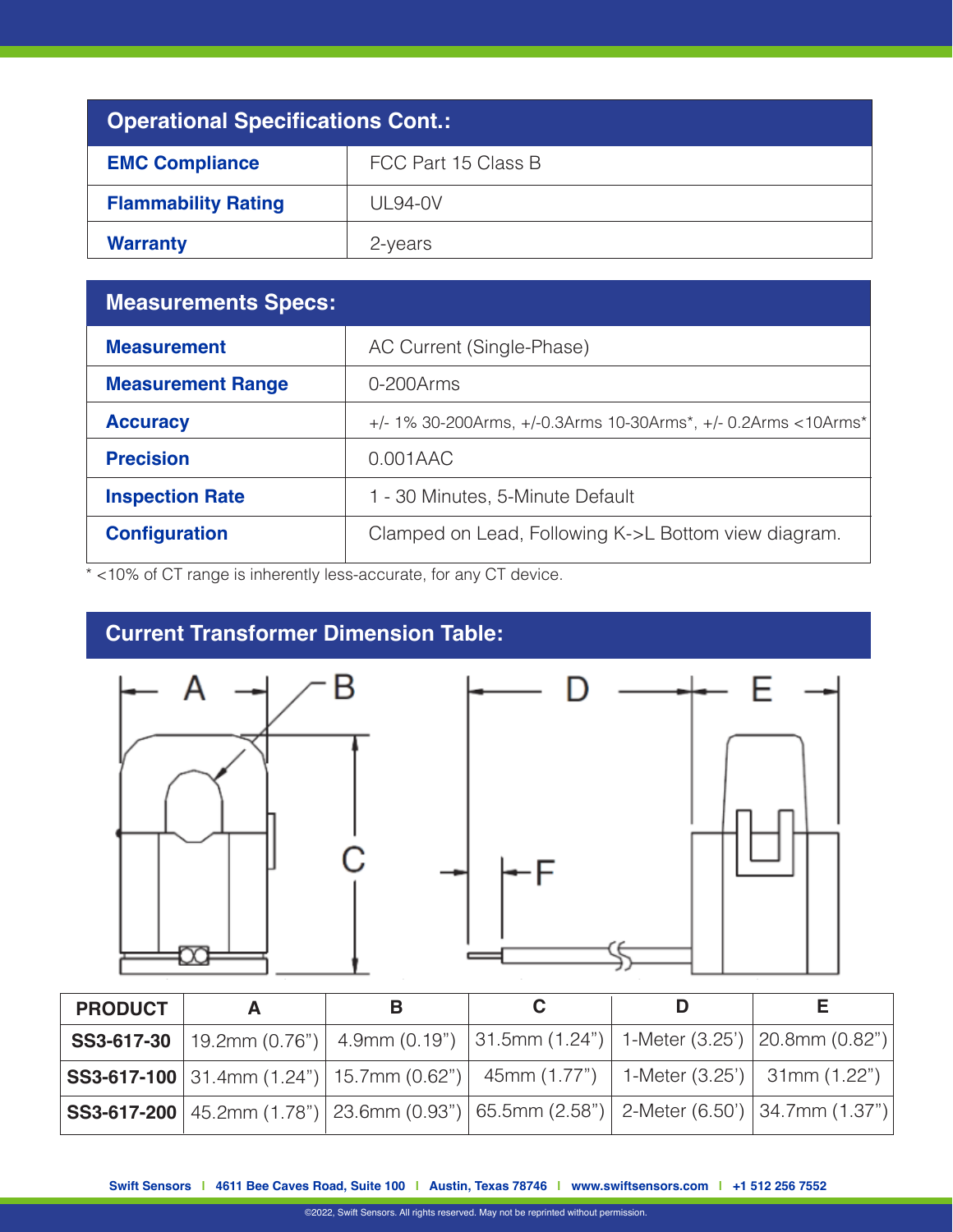## Operational Specifications Cont.:

| | |
|---|---|
| **EMC Compliance** | FCC Part 15 Class B |
| **Flammability Rating** | UL94-0V |
| **Warranty** | 2-years |

## Measurements Specs:

| | |
|---|---|
| **Measurement** | AC Current (Single-Phase) |
| **Measurement Range** | 0-200Arms |
| **Accuracy** | +/- 1% 30-200Arms, +/-0.3Arms 10-30Arms*, +/- 0.2Arms <10Arms* |
| **Precision** | 0.001AAC |
| **Inspection Rate** | 1 - 30 Minutes, 5-Minute Default |
| **Configuration** | Clamped on Lead, Following K->L Bottom view diagram. |

* <10% of CT range is inherently less-accurate, for any CT device.

## Current Transformer Dimension Table:

| PRODUCT | A | B | C | D | E |
|---|---|---|---|---|---|
| SS3-617-30 | 19.2mm (0.76") | 4.9mm (0.19") | 31.5mm (1.24") | 1-Meter (3.25') | 20.8mm (0.82") |
| SS3-617-100 | 31.4mm (1.24") | 15.7mm (0.62") | 45mm (1.77") | 1-Meter (3.25') | 31mm (1.22") |
| SS3-617-200 | 45.2mm (1.78") | 23.6mm (0.93") | 65.5mm (2.58") | 2-Meter (6.50') | 34.7mm (1.37") |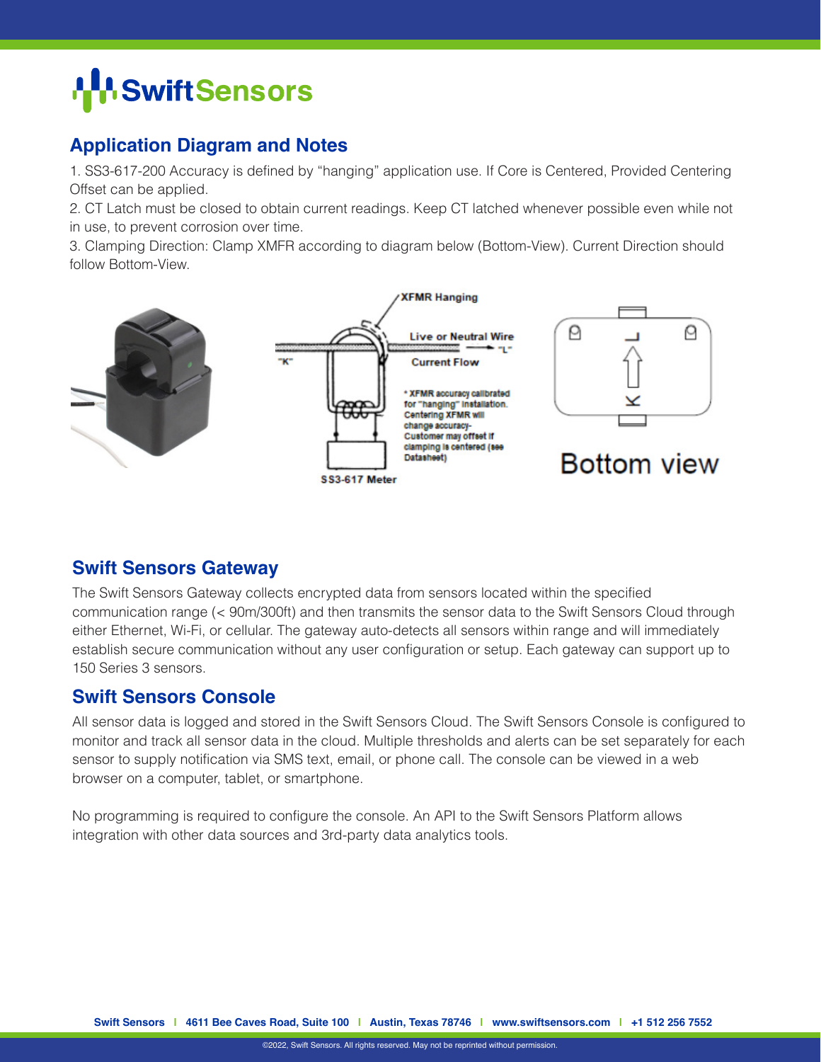## Application Diagram and Notes

1. SS3-617-200 Accuracy is defined by "hanging" application use. If Core is Centered, Provided Centering Offset can be applied.
2. CT Latch must be closed to obtain current readings. Keep CT latched whenever possible even while not in use, to prevent corrosion over time.
3. Clamping Direction: Clamp XMFR according to diagram below (Bottom-View). Current Direction should follow Bottom-View.

XFMR Hanging

Live or Neutral Wire

"K"

"L"

Current Flow

* XFMR accuracy calibrated for "hanging" installation. Centering XFMR will change accuracy- Customer may offset if clamping is centered (see Datasheet)

SS3-617 Meter

L

K

Bottom view

## Swift Sensors Gateway

The Swift Sensors Gateway collects encrypted data from sensors located within the specified communication range (< 90m/300ft) and then transmits the sensor data to the Swift Sensors Cloud through either Ethernet, Wi-Fi, or cellular. The gateway auto-detects all sensors within range and will immediately establish secure communication without any user configuration or setup. Each gateway can support up to 150 Series 3 sensors.

## Swift Sensors Console

All sensor data is logged and stored in the Swift Sensors Cloud. The Swift Sensors Console is configured to monitor and track all sensor data in the cloud. Multiple thresholds and alerts can be set separately for each sensor to supply notification via SMS text, email, or phone call. The console can be viewed in a web browser on a computer, tablet, or smartphone.

No programming is required to configure the console. An API to the Swift Sensors Platform allows integration with other data sources and 3rd-party data analytics tools.